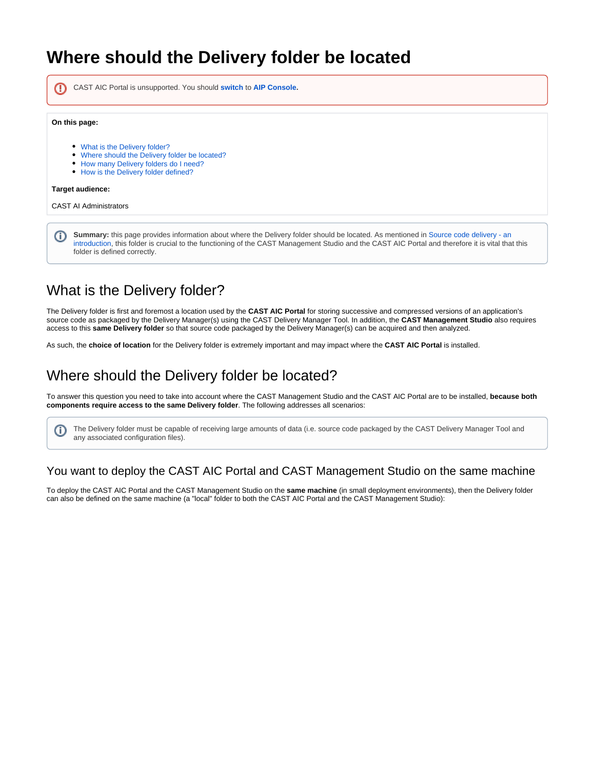# Where should the Delivery folder be located

CAST AIC Portal is unsupported. You should **switch** to **AIP Console.**

**On this page:**

- What is the Delivery folder?
- Where should the Delivery folder be located?
- How many Delivery folders do I need?
- How is the Delivery folder defined?

**Target audience:**

CAST AI Administrators

**Summary:** this page provides information about where the Delivery folder should be located. As mentioned in Source code delivery - an introduction, this folder is crucial to the functioning of the CAST Management Studio and the CAST AIC Portal and therefore it is vital that this folder is defined correctly.

## What is the Delivery folder?

The Delivery folder is first and foremost a location used by the **CAST AIC Portal** for storing successive and compressed versions of an application's source code as packaged by the Delivery Manager(s) using the CAST Delivery Manager Tool. In addition, the **CAST Management Studio** also requires access to this **same Delivery folder** so that source code packaged by the Delivery Manager(s) can be acquired and then analyzed.

As such, the **choice of location** for the Delivery folder is extremely important and may impact where the **CAST AIC Portal** is installed.

## Where should the Delivery folder be located?

To answer this question you need to take into account where the CAST Management Studio and the CAST AIC Portal are to be installed, **because both components require access to the same Delivery folder**. The following addresses all scenarios:

The Delivery folder must be capable of receiving large amounts of data (i.e. source code packaged by the CAST Delivery Manager Tool and any associated configuration files).

### You want to deploy the CAST AIC Portal and CAST Management Studio on the same machine

To deploy the CAST AIC Portal and the CAST Management Studio on the **same machine** (in small deployment environments), then the Delivery folder can also be defined on the same machine (a "local" folder to both the CAST AIC Portal and the CAST Management Studio):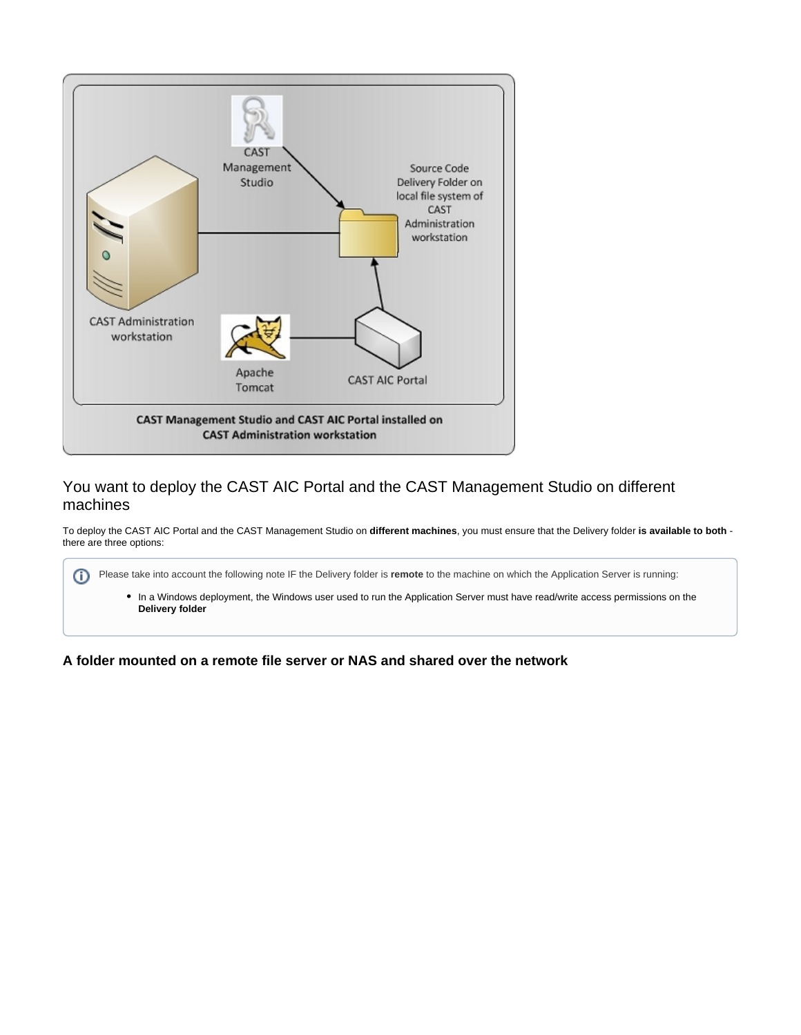## You want to deploy the CAST AIC Portal and the CAST Management Studio on different machines

To deploy the CAST AIC Portal and the CAST Management Studio on **different machines**, you must ensure that the Delivery folder **is available to both** - there are three options:

> Please take into account the following note IF the Delivery folder is **remote** to the machine on which the Application Server is running:
>
> - In a Windows deployment, the Windows user used to run the Application Server must have read/write access permissions on the **Delivery folder**

### A folder mounted on a remote file server or NAS and shared over the network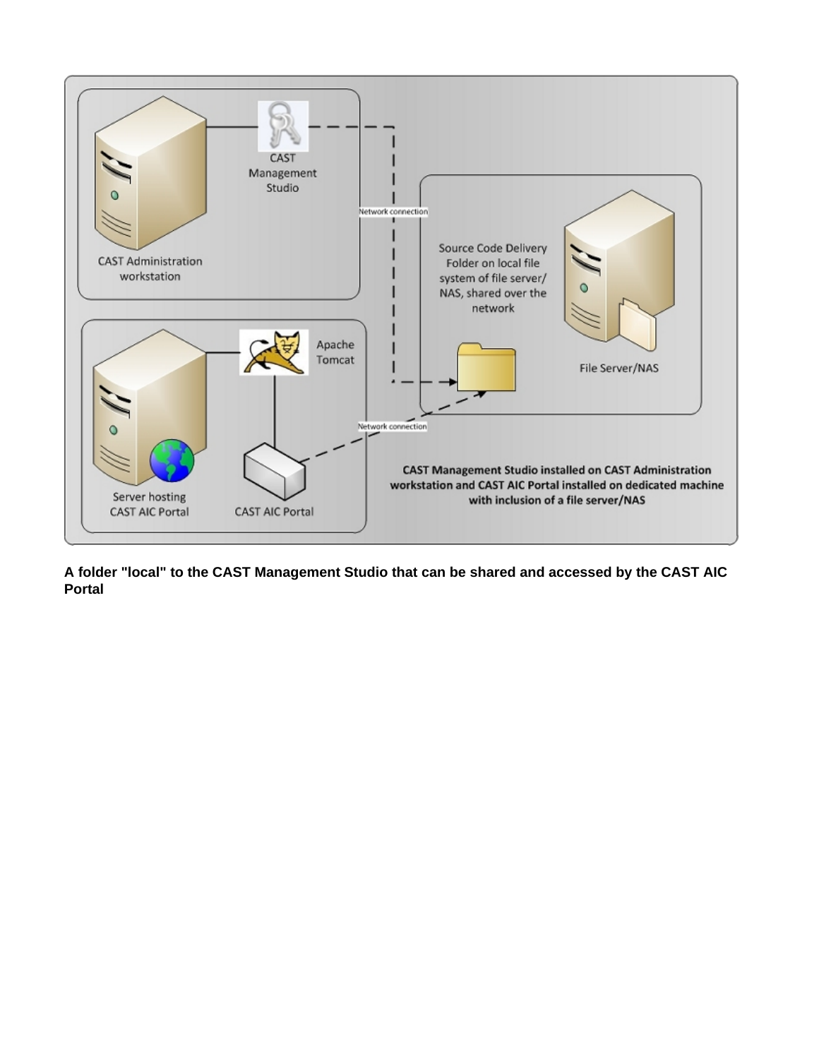**A folder "local" to the CAST Management Studio that can be shared and accessed by the CAST AIC Portal**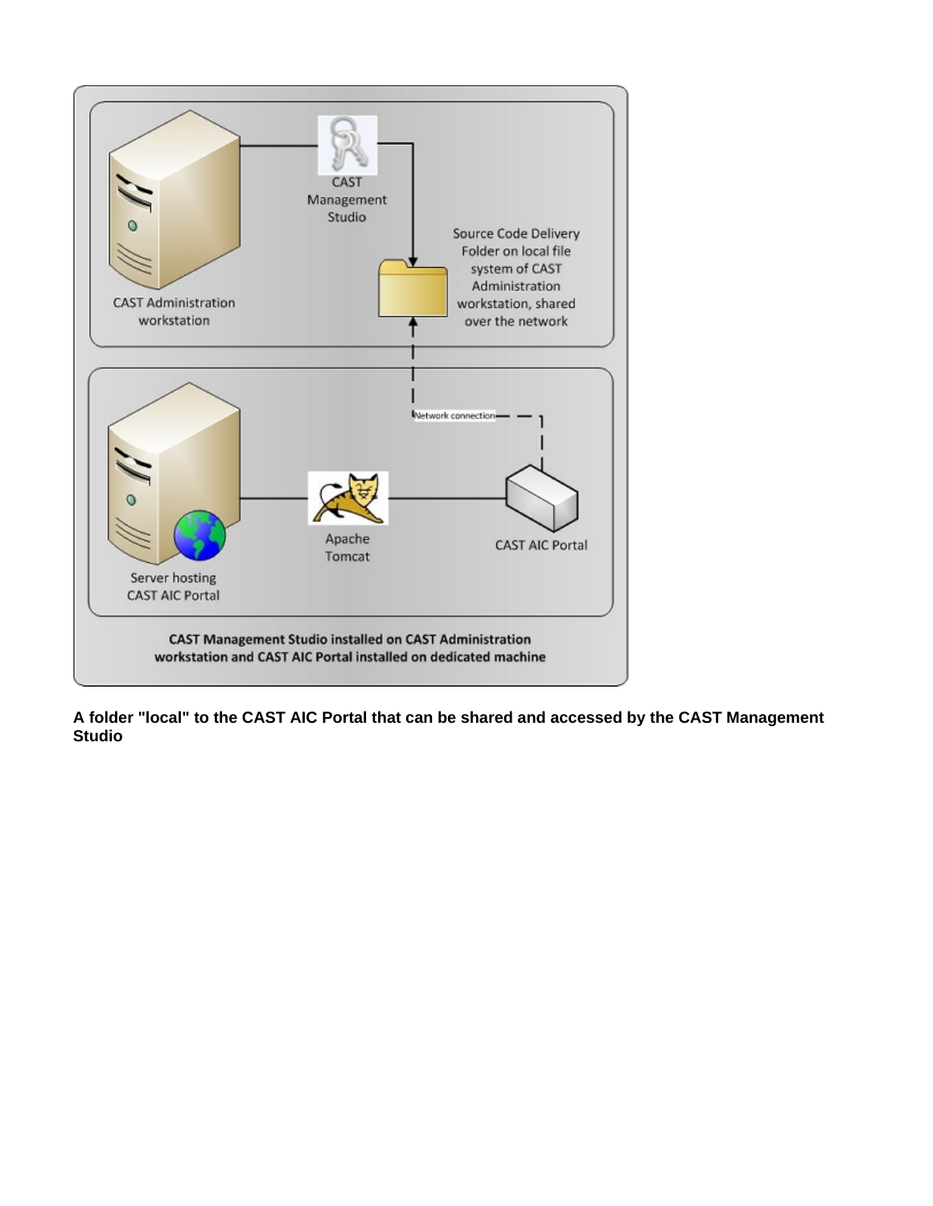**A folder "local" to the CAST AIC Portal that can be shared and accessed by the CAST Management Studio**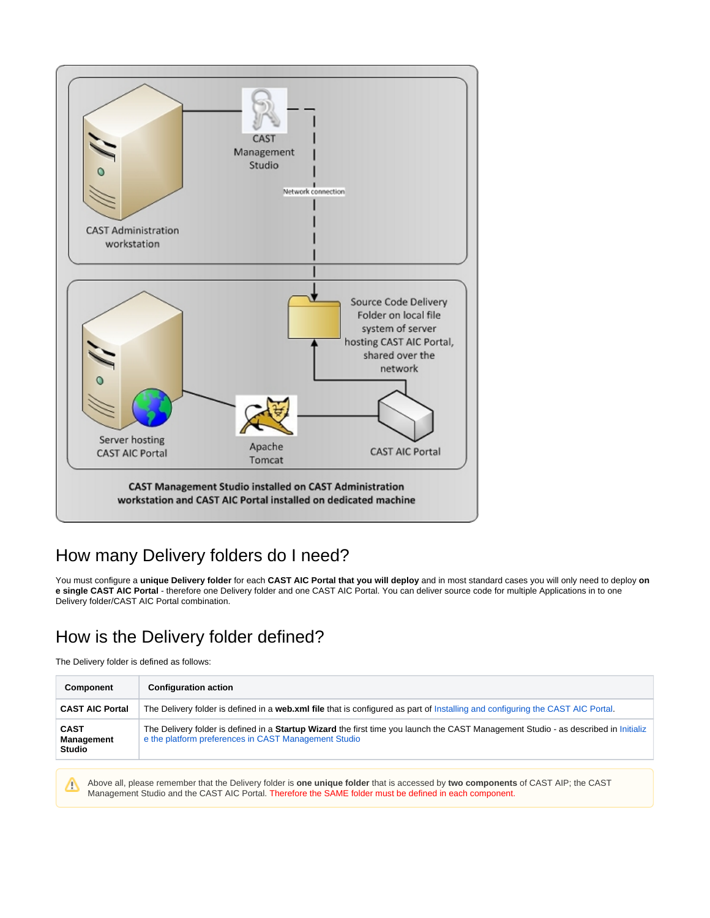CAST Management Studio

Network connection

CAST Administration workstation

Source Code Delivery Folder on local file system of server hosting CAST AIC Portal, shared over the network

Server hosting CAST AIC Portal

Apache Tomcat

CAST AIC Portal

CAST Management Studio installed on CAST Administration workstation and CAST AIC Portal installed on dedicated machine

## How many Delivery folders do I need?

You must configure a **unique Delivery folder** for each **CAST AIC Portal that you will deploy** and in most standard cases you will only need to deploy **one single CAST AIC Portal** - therefore one Delivery folder and one CAST AIC Portal. You can deliver source code for multiple Applications in to one Delivery folder/CAST AIC Portal combination.

## How is the Delivery folder defined?

The Delivery folder is defined as follows:

| Component | Configuration action |
|---|---|
| **CAST AIC Portal** | The Delivery folder is defined in a **web.xml file** that is configured as part of Installing and configuring the CAST AIC Portal. |
| **CAST Management Studio** | The Delivery folder is defined in a **Startup Wizard** the first time you launch the CAST Management Studio - as described in Initialize the platform preferences in CAST Management Studio |

⚠ Above all, please remember that the Delivery folder is **one unique folder** that is accessed by **two components** of CAST AIP; the CAST Management Studio and the CAST AIC Portal. Therefore the SAME folder must be defined in each component.